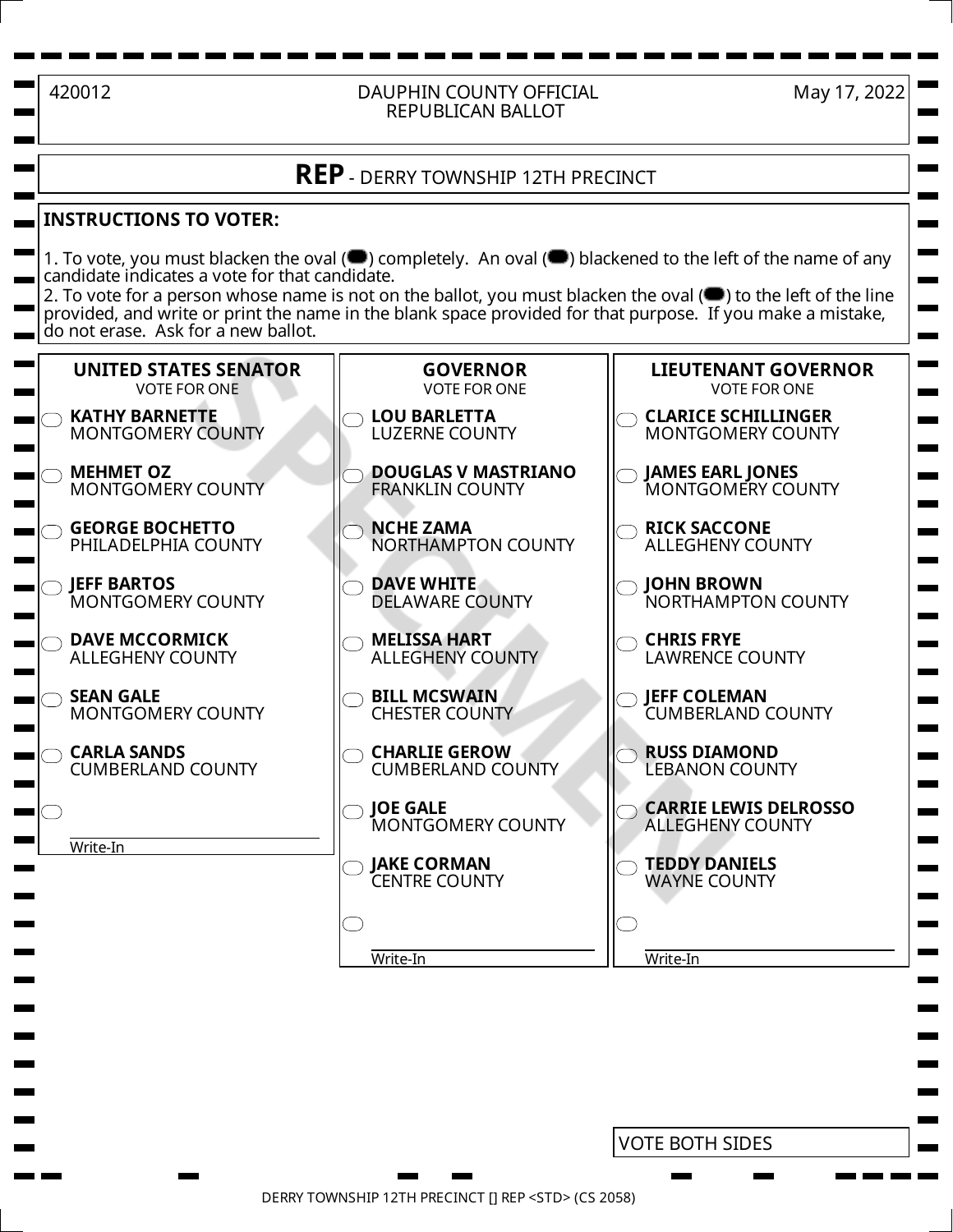420012

DAUPHIN COUNTY OFFICIAL
REPUBLICAN BALLOT

May 17, 2022

# REP - DERRY TOWNSHIP 12TH PRECINCT

**INSTRUCTIONS TO VOTER:**

1. To vote, you must blacken the oval (⬬) completely. An oval (⬬) blackened to the left of the name of any candidate indicates a vote for that candidate.
2. To vote for a person whose name is not on the ballot, you must blacken the oval (⬬) to the left of the line provided, and write or print the name in the blank space provided for that purpose. If you make a mistake, do not erase. Ask for a new ballot.

## UNITED STATES SENATOR
VOTE FOR ONE

- **KATHY BARNETTE** MONTGOMERY COUNTY
- **MEHMET OZ** MONTGOMERY COUNTY
- **GEORGE BOCHETTO** PHILADELPHIA COUNTY
- **JEFF BARTOS** MONTGOMERY COUNTY
- **DAVE MCCORMICK** ALLEGHENY COUNTY
- **SEAN GALE** MONTGOMERY COUNTY
- **CARLA SANDS** CUMBERLAND COUNTY
- Write-In

## GOVERNOR
VOTE FOR ONE

- **LOU BARLETTA** LUZERNE COUNTY
- **DOUGLAS V MASTRIANO** FRANKLIN COUNTY
- **NCHE ZAMA** NORTHAMPTON COUNTY
- **DAVE WHITE** DELAWARE COUNTY
- **MELISSA HART** ALLEGHENY COUNTY
- **BILL MCSWAIN** CHESTER COUNTY
- **CHARLIE GEROW** CUMBERLAND COUNTY
- **JOE GALE** MONTGOMERY COUNTY
- **JAKE CORMAN** CENTRE COUNTY
- Write-In

## LIEUTENANT GOVERNOR
VOTE FOR ONE

- **CLARICE SCHILLINGER** MONTGOMERY COUNTY
- **JAMES EARL JONES** MONTGOMERY COUNTY
- **RICK SACCONE** ALLEGHENY COUNTY
- **JOHN BROWN** NORTHAMPTON COUNTY
- **CHRIS FRYE** LAWRENCE COUNTY
- **JEFF COLEMAN** CUMBERLAND COUNTY
- **RUSS DIAMOND** LEBANON COUNTY
- **CARRIE LEWIS DELROSSO** ALLEGHENY COUNTY
- **TEDDY DANIELS** WAYNE COUNTY
- Write-In

VOTE BOTH SIDES

DERRY TOWNSHIP 12TH PRECINCT [] REP <STD> (CS 2058)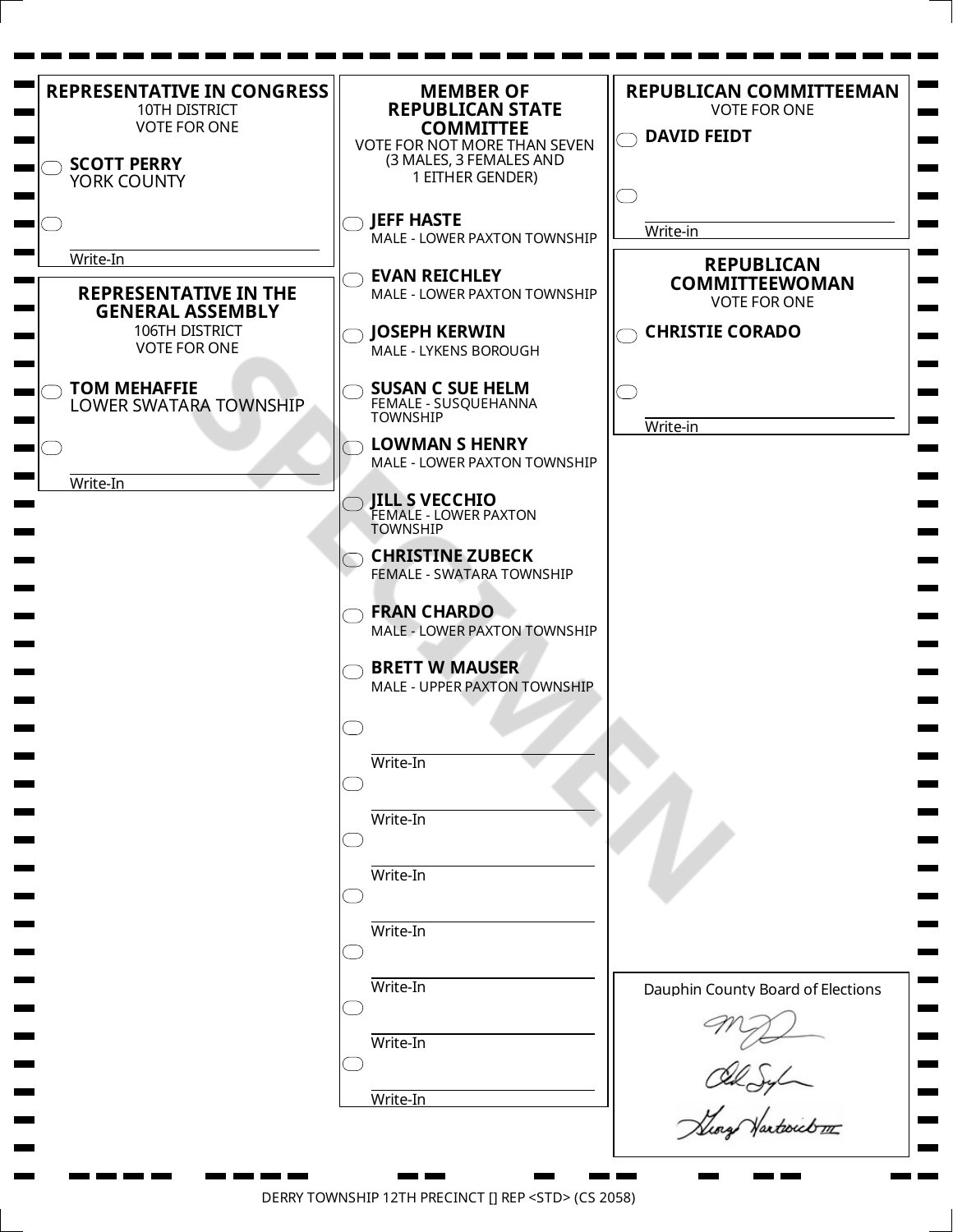## REPRESENTATIVE IN CONGRESS
10TH DISTRICT
VOTE FOR ONE

- ⬭ **SCOTT PERRY**
  YORK COUNTY
- ⬭ ______________________
  Write-In

## REPRESENTATIVE IN THE GENERAL ASSEMBLY
106TH DISTRICT
VOTE FOR ONE

- ⬭ **TOM MEHAFFIE**
  LOWER SWATARA TOWNSHIP
- ⬭ ______________________
  Write-In

## MEMBER OF REPUBLICAN STATE COMMITTEE
VOTE FOR NOT MORE THAN SEVEN
(3 MALES, 3 FEMALES AND
1 EITHER GENDER)

- ⬭ **JEFF HASTE**
  MALE - LOWER PAXTON TOWNSHIP
- ⬭ **EVAN REICHLEY**
  MALE - LOWER PAXTON TOWNSHIP
- ⬭ **JOSEPH KERWIN**
  MALE - LYKENS BOROUGH
- ⬭ **SUSAN C SUE HELM**
  FEMALE - SUSQUEHANNA TOWNSHIP
- ⬭ **LOWMAN S HENRY**
  MALE - LOWER PAXTON TOWNSHIP
- ⬭ **JILL S VECCHIO**
  FEMALE - LOWER PAXTON TOWNSHIP
- ⬭ **CHRISTINE ZUBECK**
  FEMALE - SWATARA TOWNSHIP
- ⬭ **FRAN CHARDO**
  MALE - LOWER PAXTON TOWNSHIP
- ⬭ **BRETT W MAUSER**
  MALE - UPPER PAXTON TOWNSHIP
- ⬭ ______________________
  Write-In
- ⬭ ______________________
  Write-In
- ⬭ ______________________
  Write-In
- ⬭ ______________________
  Write-In
- ⬭ ______________________
  Write-In
- ⬭ ______________________
  Write-In
- ⬭ ______________________
  Write-In

## REPUBLICAN COMMITTEEMAN
VOTE FOR ONE

- ⬭ **DAVID FEIDT**
- ⬭ ______________________
  Write-in

## REPUBLICAN COMMITTEEWOMAN
VOTE FOR ONE

- ⬭ **CHRISTIE CORADO**
- ⬭ ______________________
  Write-in

Dauphin County Board of Elections

SPECIMEN

DERRY TOWNSHIP 12TH PRECINCT [] REP <STD> (CS 2058)